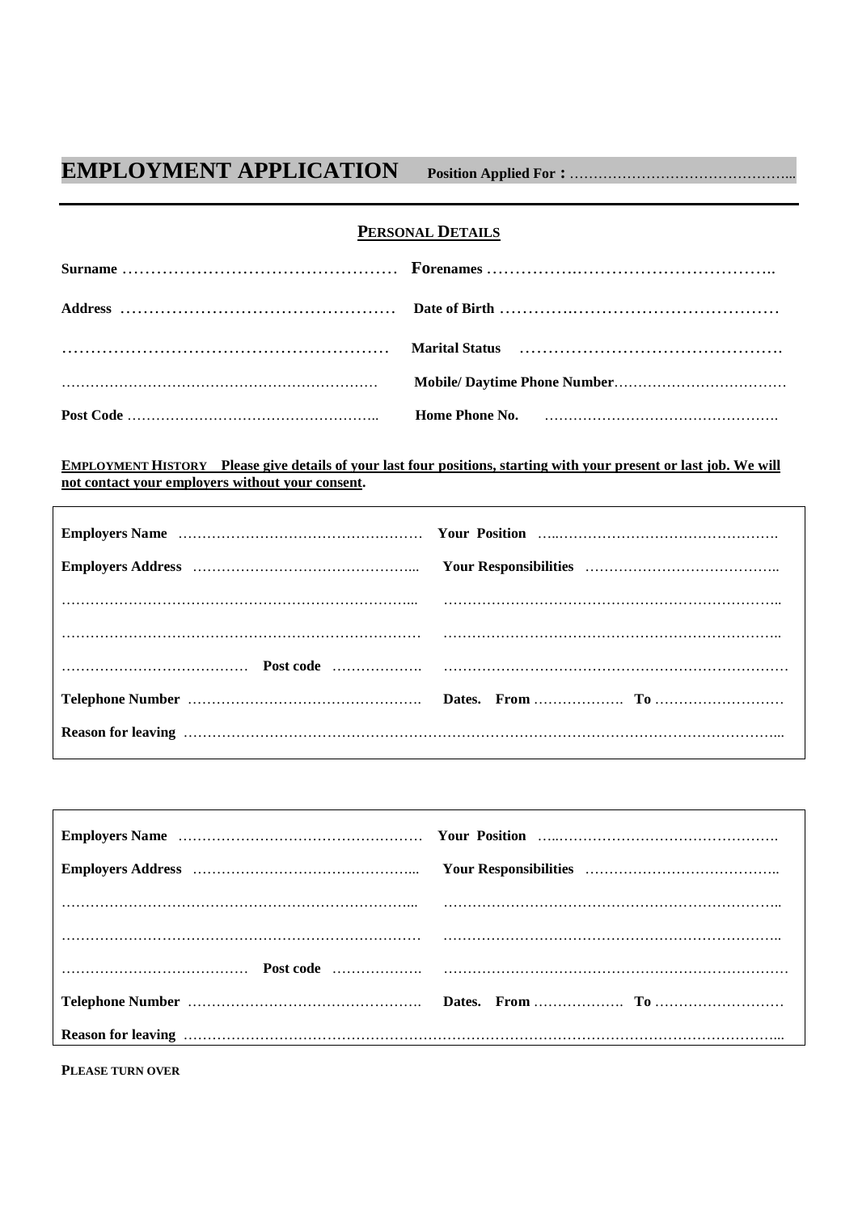# EMPLOYMENT APPLICATION

**Position Applied For :** ………………………………………...

## PERSONAL DETAILS

**Surname** …………………………………………… **Forenames** ……………………………………………..

**Address** …………………………………………… **Date of Birth** ……………………………………………

…………………………………………………… **Marital Status** ……………………………………….

…………………………………………………………… **Mobile/ Daytime Phone Number**………………………………

**Post Code** …………………………………………….. **Home Phone No.** ………………………………………….

**EMPLOYMENT HISTORY Please give details of your last four positions, starting with your present or last job. We will not contact your employers without your consent.**

**Employers Name** …………………………………………… **Your Position** …..……………………………………….

**Employers Address** ……………………………………... **Your Responsibilities** …………………………………..

…………………………………………………………….... ……………………………………………………………..

……………………………………………………………… ……………………………………………………………..

………………………………… **Post code** ………………. ………………………………………………………………

**Telephone Number** ………………………………………….. **Dates. From** ………………. **To** ………………………

**Reason for leaving** …………………………………………………………………………………………………………...

**Employers Name** …………………………………………… **Your Position** …..……………………………………….

**Employers Address** ……………………………………... **Your Responsibilities** …………………………………..

…………………………………………………………….... ……………………………………………………………..

……………………………………………………………… ……………………………………………………………..

………………………………… **Post code** ………………. ………………………………………………………………

**Telephone Number** ………………………………………….. **Dates. From** ………………. **To** ………………………

**Reason for leaving** …………………………………………………………………………………………………………...

**PLEASE TURN OVER**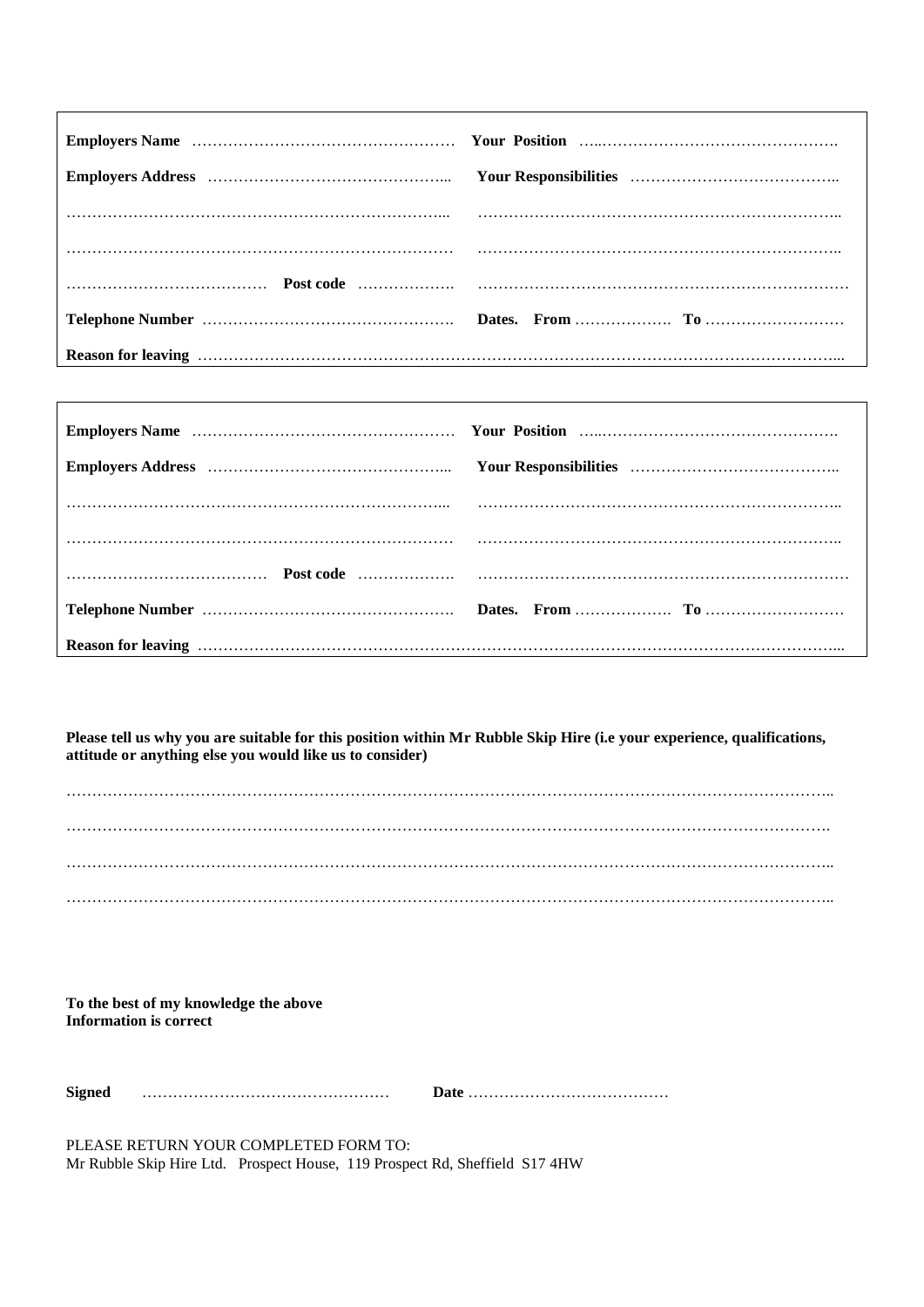| | |
|---|---|
| **Employers Name** …………………………………………… | **Your Position** …..……………………………………… |
| **Employers Address** ………………………………………... | **Your Responsibilities** ………………………………….. |
| ………………………………………………………………... | …………………………………………………………….. |
| ………………………………………………………………… | …………………………………………………………….. |
| ………………………………… **Post code** ………………. | …………………………………………………………… |
| **Telephone Number** …………………………………………. | **Dates. From** ………………. **To** ……………………… |
| **Reason for leaving** ……………………………………………………………………………………………………... | |

| | |
|---|---|
| **Employers Name** …………………………………………… | **Your Position** …..……………………………………… |
| **Employers Address** ………………………………………... | **Your Responsibilities** ………………………………….. |
| ………………………………………………………………... | …………………………………………………………….. |
| ………………………………………………………………… | …………………………………………………………….. |
| ………………………………… **Post code** ………………. | …………………………………………………………… |
| **Telephone Number** …………………………………………. | **Dates. From** ………………. **To** ……………………… |
| **Reason for leaving** ……………………………………………………………………………………………………... | |

**Please tell us why you are suitable for this position within Mr Rubble Skip Hire (i.e your experience, qualifications, attitude or anything else you would like us to consider)**

………………………………………………………………………………………………………………………..

……………………………………………………………………………………………………………………….

………………………………………………………………………………………………………………………..

………………………………………………………………………………………………………………………..

**To the best of my knowledge the above**
**Information is correct**

**Signed** ………………………………………… **Date** …………………………………

PLEASE RETURN YOUR COMPLETED FORM TO:
Mr Rubble Skip Hire Ltd. Prospect House, 119 Prospect Rd, Sheffield S17 4HW